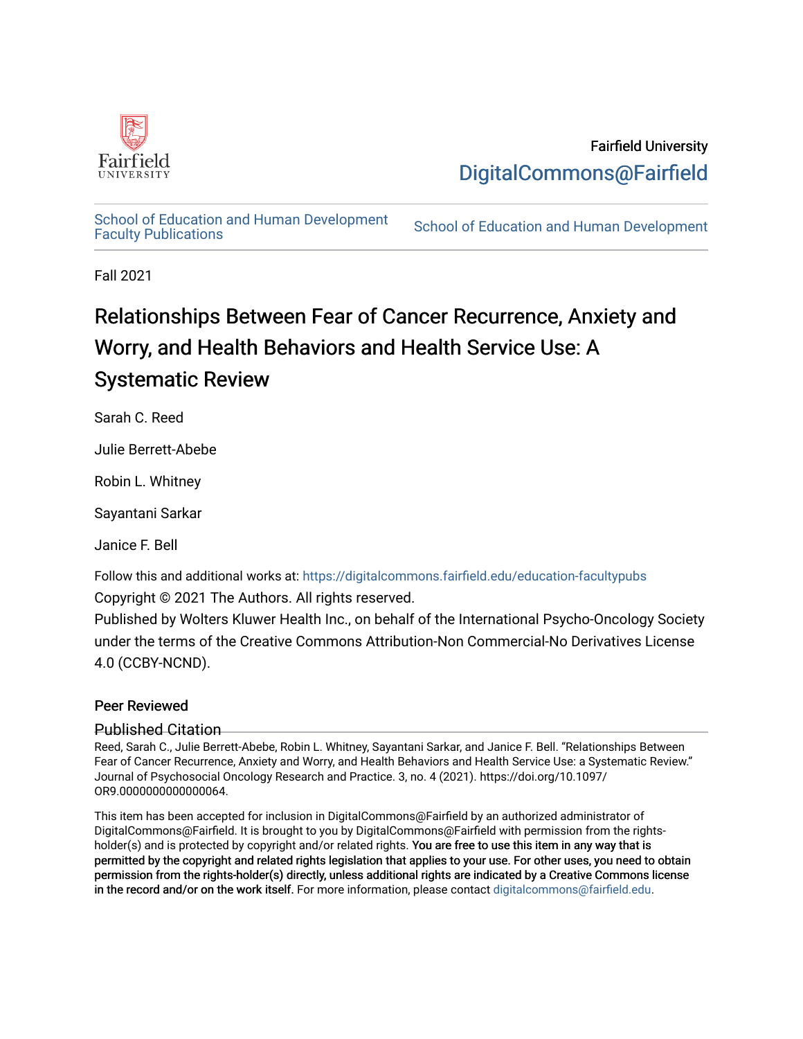Fairfield University

DigitalCommons@Fairfield

School of Education and Human Development Faculty Publications

School of Education and Human Development

Fall 2021

# Relationships Between Fear of Cancer Recurrence, Anxiety and Worry, and Health Behaviors and Health Service Use: A Systematic Review

Sarah C. Reed

Julie Berrett-Abebe

Robin L. Whitney

Sayantani Sarkar

Janice F. Bell

Follow this and additional works at: https://digitalcommons.fairfield.edu/education-facultypubs

Copyright © 2021 The Authors. All rights reserved.

Published by Wolters Kluwer Health Inc., on behalf of the International Psycho-Oncology Society under the terms of the Creative Commons Attribution-Non Commercial-No Derivatives License 4.0 (CCBY-NCND).

## Peer Reviewed

## Published Citation

Reed, Sarah C., Julie Berrett-Abebe, Robin L. Whitney, Sayantani Sarkar, and Janice F. Bell. "Relationships Between Fear of Cancer Recurrence, Anxiety and Worry, and Health Behaviors and Health Service Use: a Systematic Review." Journal of Psychosocial Oncology Research and Practice. 3, no. 4 (2021). https://doi.org/10.1097/OR9.0000000000000064.

This item has been accepted for inclusion in DigitalCommons@Fairfield by an authorized administrator of DigitalCommons@Fairfield. It is brought to you by DigitalCommons@Fairfield with permission from the rights-holder(s) and is protected by copyright and/or related rights. **You are free to use this item in any way that is permitted by the copyright and related rights legislation that applies to your use. For other uses, you need to obtain permission from the rights-holder(s) directly, unless additional rights are indicated by a Creative Commons license in the record and/or on the work itself.** For more information, please contact digitalcommons@fairfield.edu.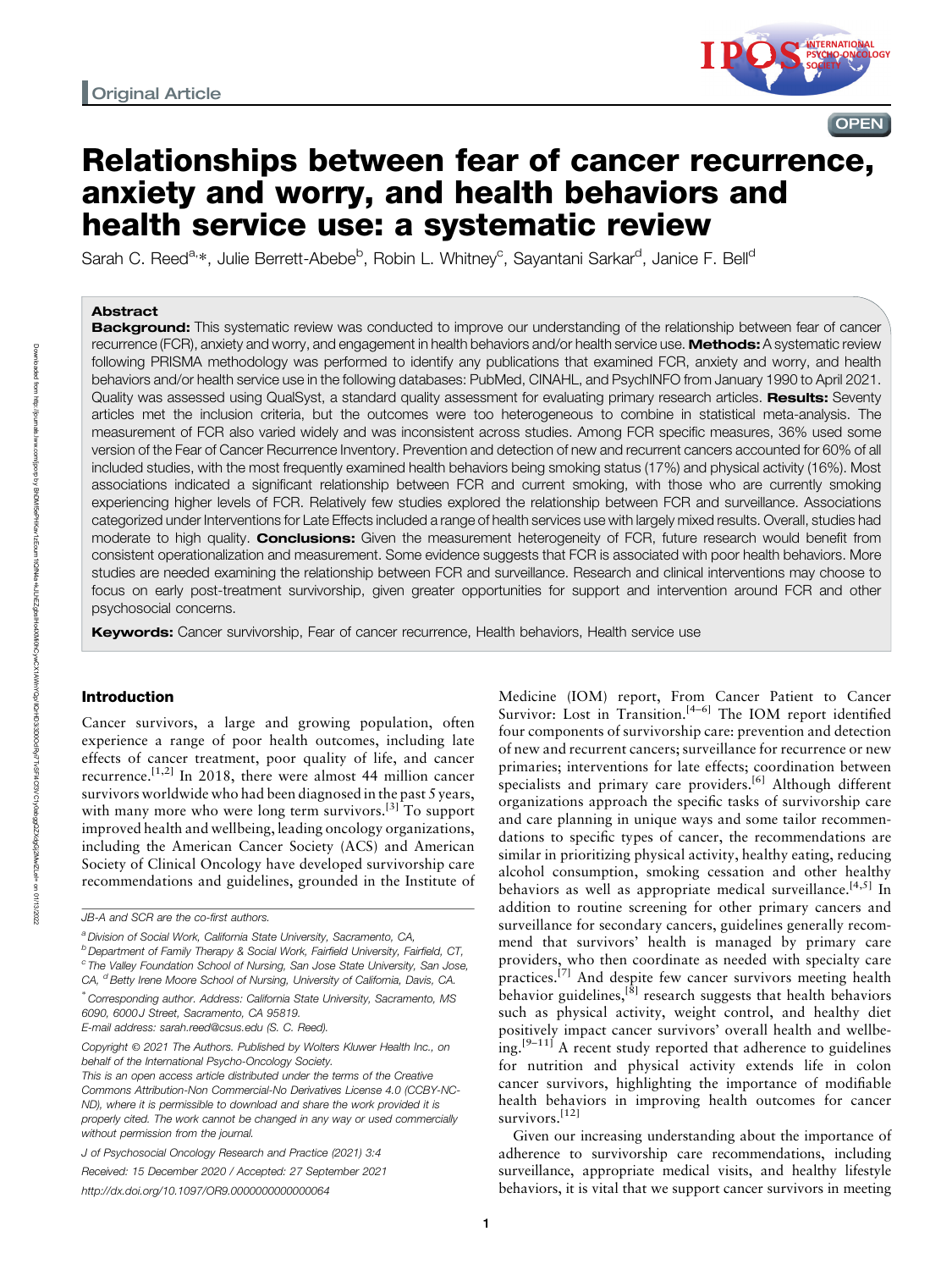Original Article

# Relationships between fear of cancer recurrence, anxiety and worry, and health behaviors and health service use: a systematic review

Sarah C. Reed[a,*], Julie Berrett-Abebe[b], Robin L. Whitney[c], Sayantani Sarkar[d], Janice F. Bell[d]

## Abstract

**Background:** This systematic review was conducted to improve our understanding of the relationship between fear of cancer recurrence (FCR), anxiety and worry, and engagement in health behaviors and/or health service use. **Methods:** A systematic review following PRISMA methodology was performed to identify any publications that examined FCR, anxiety and worry, and health behaviors and/or health service use in the following databases: PubMed, CINAHL, and PsychINFO from January 1990 to April 2021. Quality was assessed using QualSyst, a standard quality assessment for evaluating primary research articles. **Results:** Seventy articles met the inclusion criteria, but the outcomes were too heterogeneous to combine in statistical meta-analysis. The measurement of FCR also varied widely and was inconsistent across studies. Among FCR specific measures, 36% used some version of the Fear of Cancer Recurrence Inventory. Prevention and detection of new and recurrent cancers accounted for 60% of all included studies, with the most frequently examined health behaviors being smoking status (17%) and physical activity (16%). Most associations indicated a significant relationship between FCR and current smoking, with those who are currently smoking experiencing higher levels of FCR. Relatively few studies explored the relationship between FCR and surveillance. Associations categorized under Interventions for Late Effects included a range of health services use with largely mixed results. Overall, studies had moderate to high quality. **Conclusions:** Given the measurement heterogeneity of FCR, future research would benefit from consistent operationalization and measurement. Some evidence suggests that FCR is associated with poor health behaviors. More studies are needed examining the relationship between FCR and surveillance. Research and clinical interventions may choose to focus on early post-treatment survivorship, given greater opportunities for support and intervention around FCR and other psychosocial concerns.

**Keywords:** Cancer survivorship, Fear of cancer recurrence, Health behaviors, Health service use

## Introduction

Cancer survivors, a large and growing population, often experience a range of poor health outcomes, including late effects of cancer treatment, poor quality of life, and cancer recurrence.[1,2] In 2018, there were almost 44 million cancer survivors worldwide who had been diagnosed in the past 5 years, with many more who were long term survivors.[3] To support improved health and wellbeing, leading oncology organizations, including the American Cancer Society (ACS) and American Society of Clinical Oncology have developed survivorship care recommendations and guidelines, grounded in the Institute of Medicine (IOM) report, From Cancer Patient to Cancer Survivor: Lost in Transition.[4–6] The IOM report identified four components of survivorship care: prevention and detection of new and recurrent cancers; surveillance for recurrence or new primaries; interventions for late effects; coordination between specialists and primary care providers.[6] Although different organizations approach the specific tasks of survivorship care and care planning in unique ways and some tailor recommendations to specific types of cancer, the recommendations are similar in prioritizing physical activity, healthy eating, reducing alcohol consumption, smoking cessation and other healthy behaviors as well as appropriate medical surveillance.[4,5] In addition to routine screening for other primary cancers and surveillance for secondary cancers, guidelines generally recommend that survivors' health is managed by primary care providers, who then coordinate as needed with specialty care practices.[7] And despite few cancer survivors meeting health behavior guidelines,[8] research suggests that health behaviors such as physical activity, weight control, and healthy diet positively impact cancer survivors' overall health and wellbeing.[9–11] A recent study reported that adherence to guidelines for nutrition and physical activity extends life in colon cancer survivors, highlighting the importance of modifiable health behaviors in improving health outcomes for cancer survivors.[12]

Given our increasing understanding about the importance of adherence to survivorship care recommendations, including surveillance, appropriate medical visits, and healthy lifestyle behaviors, it is vital that we support cancer survivors in meeting

---

JB-A and SCR are the co-first authors.

[a] Division of Social Work, California State University, Sacramento, CA, [b] Department of Family Therapy & Social Work, Fairfield University, Fairfield, CT, [c] The Valley Foundation School of Nursing, San Jose State University, San Jose, CA, [d] Betty Irene Moore School of Nursing, University of California, Davis, CA.

[*] Corresponding author. Address: California State University, Sacramento, MS 6090, 6000 J Street, Sacramento, CA 95819.
E-mail address: sarah.reed@csus.edu (S. C. Reed).

Copyright © 2021 The Authors. Published by Wolters Kluwer Health Inc., on behalf of the International Psycho-Oncology Society.
This is an open access article distributed under the terms of the Creative Commons Attribution-Non Commercial-No Derivatives License 4.0 (CCBY-NC-ND), where it is permissible to download and share the work provided it is properly cited. The work cannot be changed in any way or used commercially without permission from the journal.

J of Psychosocial Oncology Research and Practice (2021) 3:4

Received: 15 December 2020 / Accepted: 27 September 2021

http://dx.doi.org/10.1097/OR9.0000000000000064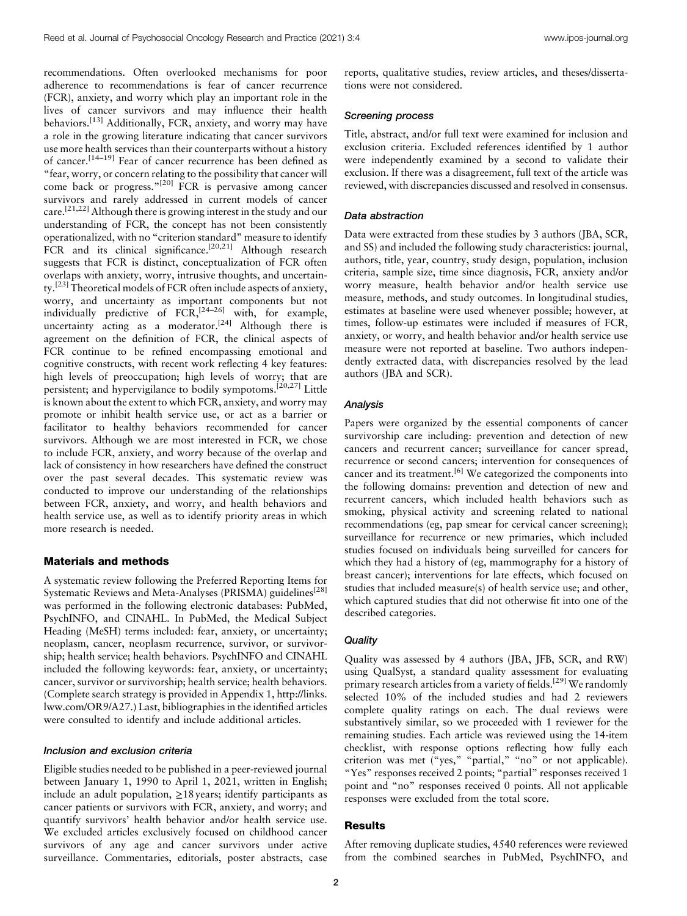recommendations. Often overlooked mechanisms for poor adherence to recommendations is fear of cancer recurrence (FCR), anxiety, and worry which play an important role in the lives of cancer survivors and may influence their health behaviors.[13] Additionally, FCR, anxiety, and worry may have a role in the growing literature indicating that cancer survivors use more health services than their counterparts without a history of cancer.[14–19] Fear of cancer recurrence has been defined as "fear, worry, or concern relating to the possibility that cancer will come back or progress."[20] FCR is pervasive among cancer survivors and rarely addressed in current models of cancer care.[21,22] Although there is growing interest in the study and our understanding of FCR, the concept has not been consistently operationalized, with no "criterion standard" measure to identify FCR and its clinical significance.[20,21] Although research suggests that FCR is distinct, conceptualization of FCR often overlaps with anxiety, worry, intrusive thoughts, and uncertainty.[23] Theoretical models of FCR often include aspects of anxiety, worry, and uncertainty as important components but not individually predictive of FCR,[24–26] with, for example, uncertainty acting as a moderator.[24] Although there is agreement on the definition of FCR, the clinical aspects of FCR continue to be refined encompassing emotional and cognitive constructs, with recent work reflecting 4 key features: high levels of preoccupation; high levels of worry; that are persistent; and hypervigilance to bodily sympotoms.[20,27] Little is known about the extent to which FCR, anxiety, and worry may promote or inhibit health service use, or act as a barrier or facilitator to healthy behaviors recommended for cancer survivors. Although we are most interested in FCR, we chose to include FCR, anxiety, and worry because of the overlap and lack of consistency in how researchers have defined the construct over the past several decades. This systematic review was conducted to improve our understanding of the relationships between FCR, anxiety, and worry, and health behaviors and health service use, as well as to identify priority areas in which more research is needed.

## Materials and methods

A systematic review following the Preferred Reporting Items for Systematic Reviews and Meta-Analyses (PRISMA) guidelines[28] was performed in the following electronic databases: PubMed, PsychINFO, and CINAHL. In PubMed, the Medical Subject Heading (MeSH) terms included: fear, anxiety, or uncertainty; neoplasm, cancer, neoplasm recurrence, survivor, or survivorship; health service; health behaviors. PsychINFO and CINAHL included the following keywords: fear, anxiety, or uncertainty; cancer, survivor or survivorship; health service; health behaviors. (Complete search strategy is provided in Appendix 1, http://links.lww.com/OR9/A27.) Last, bibliographies in the identified articles were consulted to identify and include additional articles.

### Inclusion and exclusion criteria

Eligible studies needed to be published in a peer-reviewed journal between January 1, 1990 to April 1, 2021, written in English; include an adult population, ≥18 years; identify participants as cancer patients or survivors with FCR, anxiety, and worry; and quantify survivors' health behavior and/or health service use. We excluded articles exclusively focused on childhood cancer survivors of any age and cancer survivors under active surveillance. Commentaries, editorials, poster abstracts, case reports, qualitative studies, review articles, and theses/dissertations were not considered.

### Screening process

Title, abstract, and/or full text were examined for inclusion and exclusion criteria. Excluded references identified by 1 author were independently examined by a second to validate their exclusion. If there was a disagreement, full text of the article was reviewed, with discrepancies discussed and resolved in consensus.

### Data abstraction

Data were extracted from these studies by 3 authors (JBA, SCR, and SS) and included the following study characteristics: journal, authors, title, year, country, study design, population, inclusion criteria, sample size, time since diagnosis, FCR, anxiety and/or worry measure, health behavior and/or health service use measure, methods, and study outcomes. In longitudinal studies, estimates at baseline were used whenever possible; however, at times, follow-up estimates were included if measures of FCR, anxiety, or worry, and health behavior and/or health service use measure were not reported at baseline. Two authors independently extracted data, with discrepancies resolved by the lead authors (JBA and SCR).

### Analysis

Papers were organized by the essential components of cancer survivorship care including: prevention and detection of new cancers and recurrent cancer; surveillance for cancer spread, recurrence or second cancers; intervention for consequences of cancer and its treatment.[6] We categorized the components into the following domains: prevention and detection of new and recurrent cancers, which included health behaviors such as smoking, physical activity and screening related to national recommendations (eg, pap smear for cervical cancer screening); surveillance for recurrence or new primaries, which included studies focused on individuals being surveilled for cancers for which they had a history of (eg, mammography for a history of breast cancer); interventions for late effects, which focused on studies that included measure(s) of health service use; and other, which captured studies that did not otherwise fit into one of the described categories.

### Quality

Quality was assessed by 4 authors (JBA, JFB, SCR, and RW) using QualSyst, a standard quality assessment for evaluating primary research articles from a variety of fields.[29] We randomly selected 10% of the included studies and had 2 reviewers complete quality ratings on each. The dual reviews were substantively similar, so we proceeded with 1 reviewer for the remaining studies. Each article was reviewed using the 14-item checklist, with response options reflecting how fully each criterion was met ("yes," "partial," "no" or not applicable). "Yes" responses received 2 points; "partial" responses received 1 point and "no" responses received 0 points. All not applicable responses were excluded from the total score.

## Results

After removing duplicate studies, 4540 references were reviewed from the combined searches in PubMed, PsychINFO, and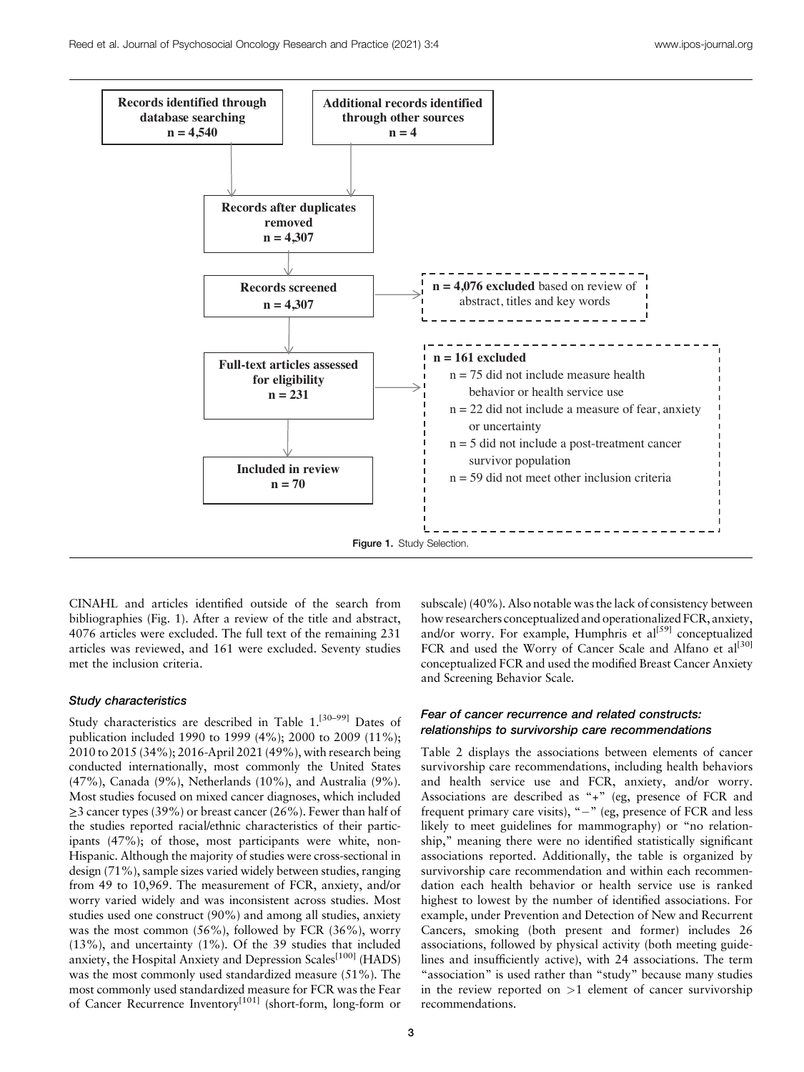Records identified through database searching n = 4,540

Additional records identified through other sources n = 4

Records after duplicates removed n = 4,307

Records screened n = 4,307

**n = 4,076 excluded** based on review of abstract, titles and key words

Full-text articles assessed for eligibility n = 231

**n = 161 excluded**
- n = 75 did not include measure health behavior or health service use
- n = 22 did not include a measure of fear, anxiety or uncertainty
- n = 5 did not include a post-treatment cancer survivor population
- n = 59 did not meet other inclusion criteria

Included in review n = 70

**Figure 1.** Study Selection.

CINAHL and articles identified outside of the search from bibliographies (Fig. 1). After a review of the title and abstract, 4076 articles were excluded. The full text of the remaining 231 articles was reviewed, and 161 were excluded. Seventy studies met the inclusion criteria.

### *Study characteristics*

Study characteristics are described in Table 1.[30–99] Dates of publication included 1990 to 1999 (4%); 2000 to 2009 (11%); 2010 to 2015 (34%); 2016-April 2021 (49%), with research being conducted internationally, most commonly the United States (47%), Canada (9%), Netherlands (10%), and Australia (9%). Most studies focused on mixed cancer diagnoses, which included ≥3 cancer types (39%) or breast cancer (26%). Fewer than half of the studies reported racial/ethnic characteristics of their participants (47%); of those, most participants were white, non-Hispanic. Although the majority of studies were cross-sectional in design (71%), sample sizes varied widely between studies, ranging from 49 to 10,969. The measurement of FCR, anxiety, and/or worry varied widely and was inconsistent across studies. Most studies used one construct (90%) and among all studies, anxiety was the most common (56%), followed by FCR (36%), worry (13%), and uncertainty (1%). Of the 39 studies that included anxiety, the Hospital Anxiety and Depression Scales[100] (HADS) was the most commonly used standardized measure (51%). The most commonly used standardized measure for FCR was the Fear of Cancer Recurrence Inventory[101] (short-form, long-form or subscale) (40%). Also notable was the lack of consistency between how researchers conceptualized and operationalized FCR, anxiety, and/or worry. For example, Humphris et al[59] conceptualized FCR and used the Worry of Cancer Scale and Alfano et al[30] conceptualized FCR and used the modified Breast Cancer Anxiety and Screening Behavior Scale.

### *Fear of cancer recurrence and related constructs: relationships to survivorship care recommendations*

Table 2 displays the associations between elements of cancer survivorship care recommendations, including health behaviors and health service use and FCR, anxiety, and/or worry. Associations are described as "+" (eg, presence of FCR and frequent primary care visits), "−" (eg, presence of FCR and less likely to meet guidelines for mammography) or "no relationship," meaning there were no identified statistically significant associations reported. Additionally, the table is organized by survivorship care recommendation and within each recommendation each health behavior or health service use is ranked highest to lowest by the number of identified associations. For example, under Prevention and Detection of New and Recurrent Cancers, smoking (both present and former) includes 26 associations, followed by physical activity (both meeting guidelines and insufficiently active), with 24 associations. The term "association" is used rather than "study" because many studies in the review reported on >1 element of cancer survivorship recommendations.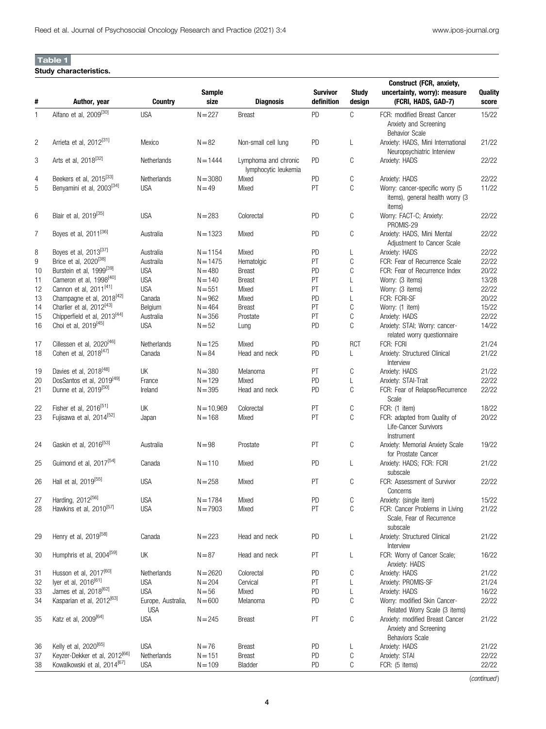**Table 1**

**Study characteristics.**

| # | Author, year | Country | Sample size | Diagnosis | Survivor definition | Study design | Construct (FCR, anxiety, uncertainty, worry): measure (FCRI, HADS, GAD-7) | Quality score |
|---|---|---|---|---|---|---|---|---|
| 1 | Alfano et al, 2009[30] | USA | N = 227 | Breast | PD | C | FCR: modified Breast Cancer Anxiety and Screening Behavior Scale | 15/22 |
| 2 | Arrieta et al, 2012[31] | Mexico | N = 82 | Non-small cell lung | PD | L | Anxiety: HADS, Mini International Neuropsychiatric Interview | 21/22 |
| 3 | Arts et al, 2018[32] | Netherlands | N = 1444 | Lymphoma and chronic lymphocytic leukemia | PD | C | Anxiety: HADS | 22/22 |
| 4 | Beekers et al, 2015[33] | Netherlands | N = 3080 | Mixed | PD | C | Anxiety: HADS | 22/22 |
| 5 | Benyamini et al, 2003[34] | USA | N = 49 | Mixed | PT | C | Worry: cancer-specific worry (5 items), general health worry (3 items) | 11/22 |
| 6 | Blair et al, 2019[35] | USA | N = 283 | Colorectal | PD | C | Worry: FACT-C; Anxiety: PROMIS-29 | 22/22 |
| 7 | Boyes et al, 2011[36] | Australia | N = 1323 | Mixed | PD | C | Anxiety: HADS, Mini Mental Adjustment to Cancer Scale | 22/22 |
| 8 | Boyes et al, 2013[37] | Australia | N = 1154 | Mixed | PD | L | Anxiety: HADS | 22/22 |
| 9 | Brice et al, 2020[38] | Austraila | N = 1475 | Hematolgic | PT | C | FCR: Fear of Recurrence Scale | 22/22 |
| 10 | Burstein et al, 1999[39] | USA | N = 480 | Breast | PD | C | FCR: Fear of Recurrence Index | 20/22 |
| 11 | Cameron et al, 1998[40] | USA | N = 140 | Breast | PT | L | Worry: (3 items) | 13/28 |
| 12 | Cannon et al, 2011[41] | USA | N = 551 | Mixed | PT | L | Worry: (3 items) | 22/22 |
| 13 | Champagne et al, 2018[42] | Canada | N = 962 | Mixed | PD | L | FCR: FCRI-SF | 20/22 |
| 14 | Charlier et al, 2012[43] | Belgium | N = 464 | Breast | PT | C | Worry: (1 item) | 15/22 |
| 15 | Chipperfield et al, 2013[44] | Australia | N = 356 | Prostate | PT | C | Anxiety: HADS | 22/22 |
| 16 | Choi et al, 2019[45] | USA | N = 52 | Lung | PD | C | Anxiety: STAI; Worry: cancer-related worry questionnaire | 14/22 |
| 17 | Cillessen et al, 2020[46] | Netherlands | N = 125 | Mixed | PD | RCT | FCR: FCRI | 21/24 |
| 18 | Cohen et al, 2018[47] | Canada | N = 84 | Head and neck | PD | L | Anxiety: Structured Clinical Interview | 21/22 |
| 19 | Davies et al, 2018[48] | UK | N = 380 | Melanoma | PT | C | Anxiety: HADS | 21/22 |
| 20 | DosSantos et al, 2019[49] | France | N = 129 | Mixed | PD | L | Anxiety: STAI-Trait | 22/22 |
| 21 | Dunne et al, 2019[50] | Ireland | N = 395 | Head and neck | PD | C | FCR: Fear of Relapse/Recurrence Scale | 22/22 |
| 22 | Fisher et al, 2016[51] | UK | N = 10,969 | Colorectal | PT | C | FCR: (1 item) | 18/22 |
| 23 | Fujisawa et al, 2014[52] | Japan | N = 168 | Mixed | PT | C | FCR: adapted from Quality of Life-Cancer Survivors Instrument | 20/22 |
| 24 | Gaskin et al, 2016[53] | Australia | N = 98 | Prostate | PT | C | Anxiety: Memorial Anxiety Scale for Prostate Cancer | 19/22 |
| 25 | Guimond et al, 2017[54] | Canada | N = 110 | Mixed | PD | L | Anxiety: HADS; FCR: FCRI subscale | 21/22 |
| 26 | Hall et al, 2019[55] | USA | N = 258 | Mixed | PT | C | FCR: Assessment of Survivor Concerns | 22/22 |
| 27 | Harding, 2012[56] | USA | N = 1784 | Mixed | PD | C | Anxiety: (single item) | 15/22 |
| 28 | Hawkins et al, 2010[57] | USA | N = 7903 | Mixed | PT | C | FCR: Cancer Problems in Living Scale, Fear of Recurrence subscale | 21/22 |
| 29 | Henry et al, 2019[58] | Canada | N = 223 | Head and neck | PD | L | Anxiety: Structured Clinical Interview | 21/22 |
| 30 | Humphris et al, 2004[59] | UK | N = 87 | Head and neck | PT | L | FCR: Worry of Cancer Scale; Anxiety: HADS | 16/22 |
| 31 | Husson et al, 2017[60] | Netherlands | N = 2620 | Colorectal | PD | C | Anxiety: HADS | 21/22 |
| 32 | Iyer et al, 2016[61] | USA | N = 204 | Cervical | PT | L | Anxiety: PROMIS-SF | 21/24 |
| 33 | James et al, 2018[62] | USA | N = 56 | Mixed | PD | L | Anxiety: HADS | 16/22 |
| 34 | Kasparian et al, 2012[63] | Europe, Australia, USA | N = 600 | Melanoma | PD | C | Worry: modified Skin Cancer-Related Worry Scale (3 items) | 22/22 |
| 35 | Katz et al, 2009[64] | USA | N = 245 | Breast | PT | C | Anxiety: modified Breast Cancer Anxiety and Screening Behaviors Scale | 21/22 |
| 36 | Kelly et al, 2020[65] | USA | N = 76 | Breast | PD | L | Anxiety: HADS | 21/22 |
| 37 | Keyzer-Dekker et al, 2012[66] | Netherlands | N = 151 | Breast | PD | C | Anxiety: STAI | 22/22 |
| 38 | Kowalkowski et al, 2014[67] | USA | N = 109 | Bladder | PD | C | FCR: (5 items) | 22/22 |

(*continued*)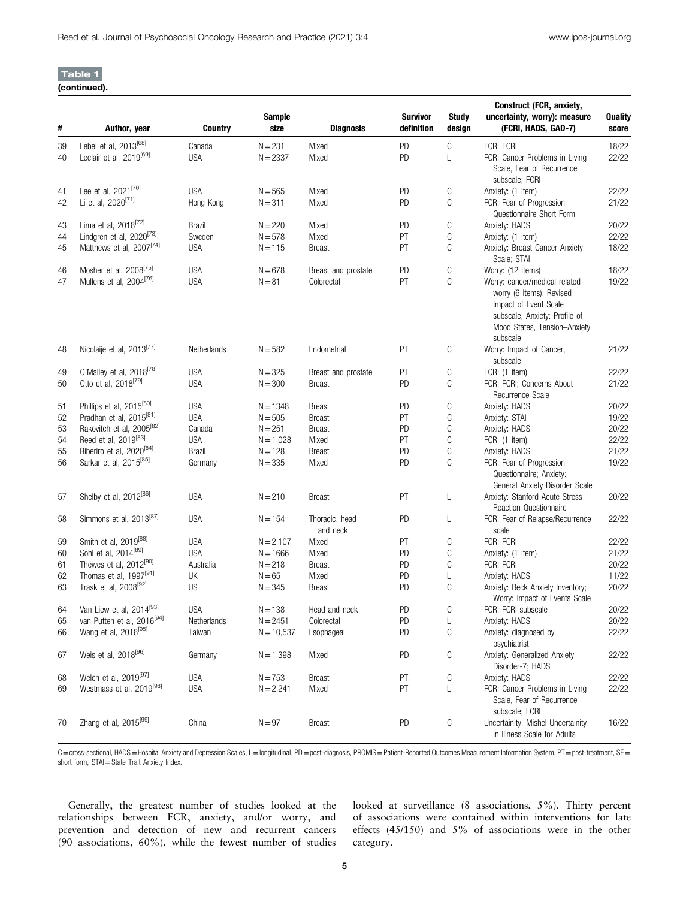**Table 1**

**(continued).**

| # | Author, year | Country | Sample size | Diagnosis | Survivor definition | Study design | Construct (FCR, anxiety, uncertainty, worry): measure (FCRI, HADS, GAD-7) | Quality score |
|---|---|---|---|---|---|---|---|---|
| 39 | Lebel et al, 2013[68] | Canada | N = 231 | Mixed | PD | C | FCR: FCRI | 18/22 |
| 40 | Leclair et al, 2019[69] | USA | N = 2337 | Mixed | PD | L | FCR: Cancer Problems in Living Scale, Fear of Recurrence subscale; FCRI | 22/22 |
| 41 | Lee et al, 2021[70] | USA | N = 565 | Mixed | PD | C | Anxiety: (1 item) | 22/22 |
| 42 | Li et al, 2020[71] | Hong Kong | N = 311 | Mixed | PD | C | FCR: Fear of Progression Questionnaire Short Form | 21/22 |
| 43 | Lima et al, 2018[72] | Brazil | N = 220 | Mixed | PD | C | Anxiety: HADS | 20/22 |
| 44 | Lindgren et al, 2020[73] | Sweden | N = 578 | Mixed | PT | C | Anxiety: (1 item) | 22/22 |
| 45 | Matthews et al, 2007[74] | USA | N = 115 | Breast | PT | C | Anxiety: Breast Cancer Anxiety Scale; STAI | 18/22 |
| 46 | Mosher et al, 2008[75] | USA | N = 678 | Breast and prostate | PD | C | Worry: (12 items) | 18/22 |
| 47 | Mullens et al, 2004[76] | USA | N = 81 | Colorectal | PT | C | Worry: cancer/medical related worry (6 items); Revised Impact of Event Scale subscale; Anxiety: Profile of Mood States, Tension–Anxiety subscale | 19/22 |
| 48 | Nicolaije et al, 2013[77] | Netherlands | N = 582 | Endometrial | PT | C | Worry: Impact of Cancer, subscale | 21/22 |
| 49 | O'Malley et al, 2018[78] | USA | N = 325 | Breast and prostate | PT | C | FCR: (1 item) | 22/22 |
| 50 | Otto et al, 2018[79] | USA | N = 300 | Breast | PD | C | FCR: FCRI; Concerns About Recurrence Scale | 21/22 |
| 51 | Phillips et al, 2015[80] | USA | N = 1348 | Breast | PD | C | Anxiety: HADS | 20/22 |
| 52 | Pradhan et al, 2015[81] | USA | N = 505 | Breast | PT | C | Anxiety: STAI | 19/22 |
| 53 | Rakovitch et al, 2005[82] | Canada | N = 251 | Breast | PD | C | Anxiety: HADS | 20/22 |
| 54 | Reed et al, 2019[83] | USA | N = 1,028 | Mixed | PT | C | FCR: (1 item) | 22/22 |
| 55 | Riberiro et al, 2020[84] | Brazil | N = 128 | Breast | PD | C | Anxiety: HADS | 21/22 |
| 56 | Sarkar et al, 2015[85] | Germany | N = 335 | Mixed | PD | C | FCR: Fear of Progression Questionnaire; Anxiety: General Anxiety Disorder Scale | 19/22 |
| 57 | Shelby et al, 2012[86] | USA | N = 210 | Breast | PT | L | Anxiety: Stanford Acute Stress Reaction Questionnaire | 20/22 |
| 58 | Simmons et al, 2013[87] | USA | N = 154 | Thoracic, head and neck | PD | L | FCR: Fear of Relapse/Recurrence scale | 22/22 |
| 59 | Smith et al, 2019[88] | USA | N = 2,107 | Mixed | PT | C | FCR: FCRI | 22/22 |
| 60 | Sohl et al, 2014[89] | USA | N = 1666 | Mixed | PD | C | Anxiety: (1 item) | 21/22 |
| 61 | Thewes et al, 2012[90] | Australia | N = 218 | Breast | PD | C | FCR: FCRI | 20/22 |
| 62 | Thomas et al, 1997[91] | UK | N = 65 | Mixed | PD | L | Anxiety: HADS | 11/22 |
| 63 | Trask et al, 2008[92] | US | N = 345 | Breast | PD | C | Anxiety: Beck Anxiety Inventory; Worry: Impact of Events Scale | 20/22 |
| 64 | Van Liew et al, 2014[93] | USA | N = 138 | Head and neck | PD | C | FCR: FCRI subscale | 20/22 |
| 65 | van Putten et al, 2016[94] | Netherlands | N = 2451 | Colorectal | PD | L | Anxiety: HADS | 20/22 |
| 66 | Wang et al, 2018[95] | Taiwan | N = 10,537 | Esophageal | PD | C | Anxiety: diagnosed by psychiatrist | 22/22 |
| 67 | Weis et al, 2018[96] | Germany | N = 1,398 | Mixed | PD | C | Anxiety: Generalized Anxiety Disorder-7; HADS | 22/22 |
| 68 | Welch et al, 2019[97] | USA | N = 753 | Breast | PT | C | Anxiety: HADS | 22/22 |
| 69 | Westmass et al, 2019[98] | USA | N = 2,241 | Mixed | PT | L | FCR: Cancer Problems in Living Scale, Fear of Recurrence subscale; FCRI | 22/22 |
| 70 | Zhang et al, 2015[99] | China | N = 97 | Breast | PD | C | Uncertainity: Mishel Uncertainty in Illness Scale for Adults | 16/22 |

C = cross-sectional, HADS = Hospital Anxiety and Depression Scales, L = longitudinal, PD = post-diagnosis, PROMIS = Patient-Reported Outcomes Measurement Information System, PT = post-treatment, SF = short form, STAI = State Trait Anxiety Index.

Generally, the greatest number of studies looked at the relationships between FCR, anxiety, and/or worry, and prevention and detection of new and recurrent cancers (90 associations, 60%), while the fewest number of studies looked at surveillance (8 associations, 5%). Thirty percent of associations were contained within interventions for late effects (45/150) and 5% of associations were in the other category.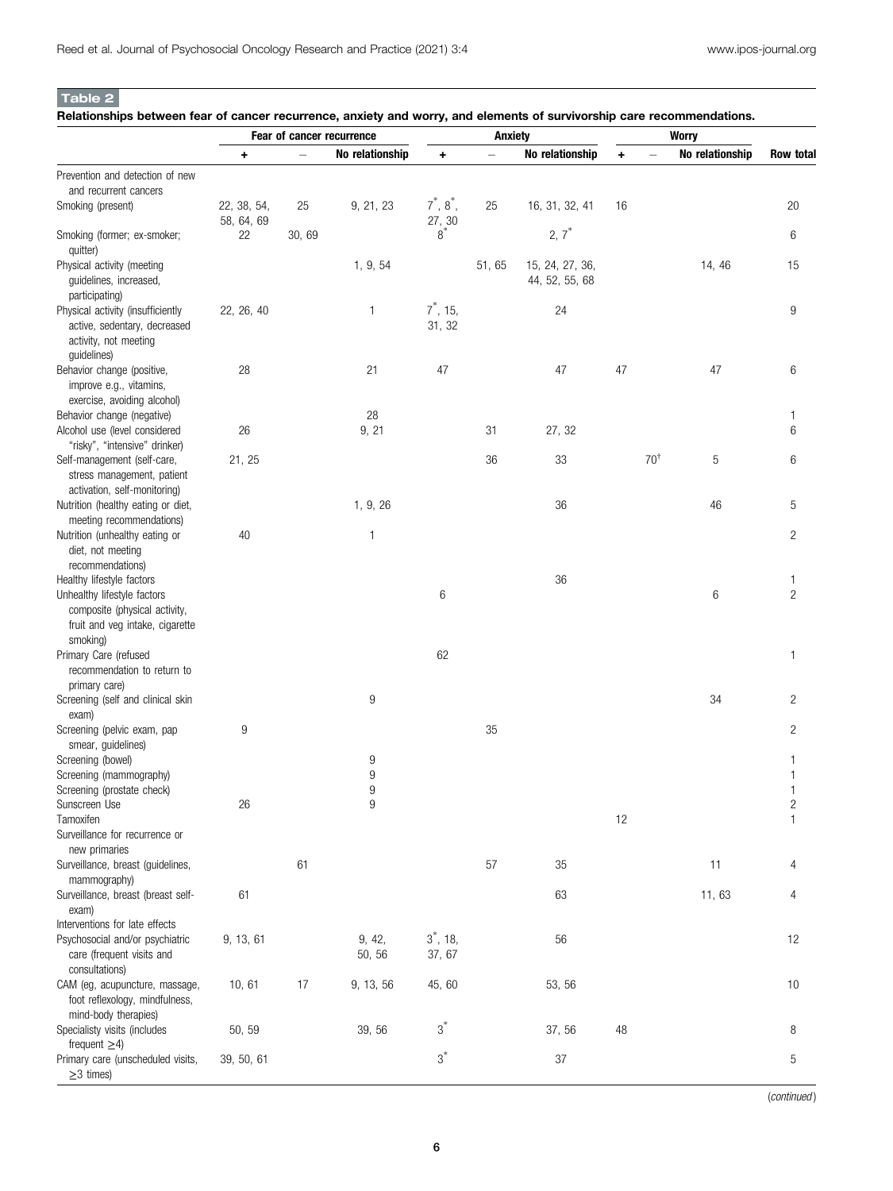**Table 2**

**Relationships between fear of cancer recurrence, anxiety and worry, and elements of survivorship care recommendations.**

| | Fear of cancer recurrence | | | Anxiety | | | Worry | | | |
|---|---|---|---|---|---|---|---|---|---|---|
| | + | – | No relationship | + | – | No relationship | + | – | No relationship | Row total |
| Prevention and detection of new and recurrent cancers | | | | | | | | | | |
| Smoking (present) | 22, 38, 54, 58, 64, 69 | 25 | 9, 21, 23 | 7*, 8*, 27, 30 | 25 | 16, 31, 32, 41 | 16 | | | 20 |
| Smoking (former; ex-smoker; quitter) | 22 | 30, 69 | | 8* | | 2, 7* | | | | 6 |
| Physical activity (meeting guidelines, increased, participating) | | | 1, 9, 54 | | 51, 65 | 15, 24, 27, 36, 44, 52, 55, 68 | | | 14, 46 | 15 |
| Physical activity (insufficiently active, sedentary, decreased activity, not meeting guidelines) | 22, 26, 40 | | 1 | 7*, 15, 31, 32 | | 24 | | | | 9 |
| Behavior change (positive, improve e.g., vitamins, exercise, avoiding alcohol) | 28 | | 21 | 47 | | 47 | 47 | | 47 | 6 |
| Behavior change (negative) | | | 28 | | | | | | | 1 |
| Alcohol use (level considered "risky", "intensive" drinker) | 26 | | 9, 21 | | 31 | 27, 32 | | | | 6 |
| Self-management (self-care, stress management, patient activation, self-monitoring) | 21, 25 | | | | 36 | 33 | | 70† | 5 | 6 |
| Nutrition (healthy eating or diet, meeting recommendations) | | | 1, 9, 26 | | | 36 | | | 46 | 5 |
| Nutrition (unhealthy eating or diet, not meeting recommendations) | 40 | | 1 | | | | | | | 2 |
| Healthy lifestyle factors | | | | | | 36 | | | | 1 |
| Unhealthy lifestyle factors composite (physical activity, fruit and veg intake, cigarette smoking) | | | | 6 | | | | | 6 | 2 |
| Primary Care (refused recommendation to return to primary care) | | | | 62 | | | | | | 1 |
| Screening (self and clinical skin exam) | | | 9 | | | | | | 34 | 2 |
| Screening (pelvic exam, pap smear, guidelines) | 9 | | | | 35 | | | | | 2 |
| Screening (bowel) | | | 9 | | | | | | | 1 |
| Screening (mammography) | | | 9 | | | | | | | 1 |
| Screening (prostate check) | | | 9 | | | | | | | 1 |
| Sunscreen Use | 26 | | 9 | | | | | | | 2 |
| Tamoxifen | | | | | | | 12 | | | 1 |
| Surveillance for recurrence or new primaries | | | | | | | | | | |
| Surveillance, breast (guidelines, mammography) | | 61 | | | 57 | 35 | | | 11 | 4 |
| Surveillance, breast (breast self-exam) | 61 | | | | | 63 | | | 11, 63 | 4 |
| Interventions for late effects | | | | | | | | | | |
| Psychosocial and/or psychiatric care (frequent visits and consultations) | 9, 13, 61 | | 9, 42, 50, 56 | 3*, 18, 37, 67 | | 56 | | | | 12 |
| CAM (eg, acupuncture, massage, foot reflexology, mindfulness, mind-body therapies) | 10, 61 | 17 | 9, 13, 56 | 45, 60 | | 53, 56 | | | | 10 |
| Speciality visits (includes frequent ≥4) | 50, 59 | | 39, 56 | 3* | | 37, 56 | 48 | | | 8 |
| Primary care (unscheduled visits, ≥3 times) | 39, 50, 61 | | | 3* | | 37 | | | | 5 |

(*continued*)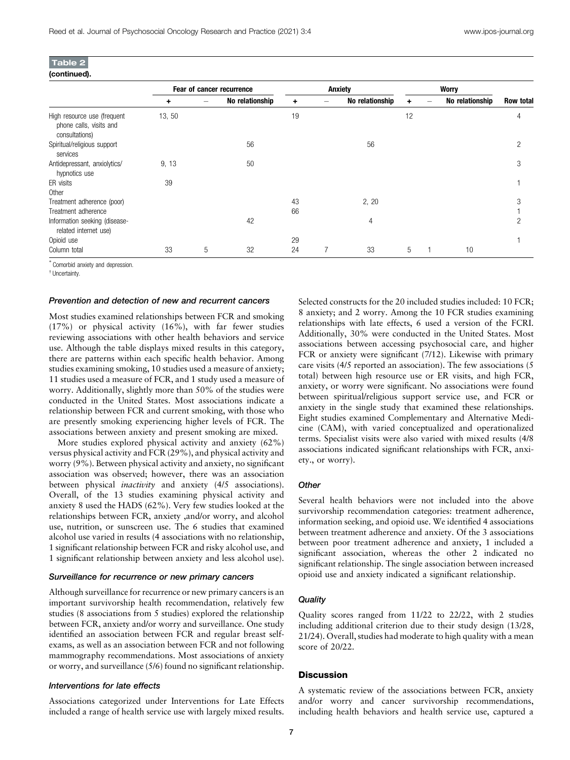**Table 2**

**(continued).**

| | Fear of cancer recurrence | | | Anxiety | | | Worry | | | |
|---|---|---|---|---|---|---|---|---|---|---|
| | + | – | No relationship | + | – | No relationship | + | – | No relationship | Row total |
| High resource use (frequent phone calls, visits and consultations) | 13, 50 | | | 19 | | | 12 | | | 4 |
| Spiritual/religious support services | | | 56 | | | 56 | | | | 2 |
| Antidepressant, anxiolytics/ hypnotics use | 9, 13 | | 50 | | | | | | | 3 |
| ER visits | 39 | | | | | | | | | 1 |
| Other | | | | | | | | | | |
| Treatment adherence (poor) | | | | 43 | | 2, 20 | | | | 3 |
| Treatment adherence | | | | 66 | | | | | | 1 |
| Information seeking (disease-related internet use) | | | 42 | | | 4 | | | | 2 |
| Opioid use | | | | 29 | | | | | | 1 |
| Column total | 33 | 5 | 32 | 24 | 7 | 33 | 5 | 1 | 10 | |

\* Comorbid anxiety and depression.

† Uncertainty.

### Prevention and detection of new and recurrent cancers

Most studies examined relationships between FCR and smoking (17%) or physical activity (16%), with far fewer studies reviewing associations with other health behaviors and service use. Although the table displays mixed results in this category, there are patterns within each specific health behavior. Among studies examining smoking, 10 studies used a measure of anxiety; 11 studies used a measure of FCR, and 1 study used a measure of worry. Additionally, slightly more than 50% of the studies were conducted in the United States. Most associations indicate a relationship between FCR and current smoking, with those who are presently smoking experiencing higher levels of FCR. The associations between anxiety and present smoking are mixed.

More studies explored physical activity and anxiety (62%) versus physical activity and FCR (29%), and physical activity and worry (9%). Between physical activity and anxiety, no significant association was observed; however, there was an association between physical *inactivity* and anxiety (4/5 associations). Overall, of the 13 studies examining physical activity and anxiety 8 used the HADS (62%). Very few studies looked at the relationships between FCR, anxiety ,and/or worry, and alcohol use, nutrition, or sunscreen use. The 6 studies that examined alcohol use varied in results (4 associations with no relationship, 1 significant relationship between FCR and risky alcohol use, and 1 significant relationship between anxiety and less alcohol use).

### Surveillance for recurrence or new primary cancers

Although surveillance for recurrence or new primary cancers is an important survivorship health recommendation, relatively few studies (8 associations from 5 studies) explored the relationship between FCR, anxiety and/or worry and surveillance. One study identified an association between FCR and regular breast self-exams, as well as an association between FCR and not following mammography recommendations. Most associations of anxiety or worry, and surveillance (5/6) found no significant relationship.

### Interventions for late effects

Associations categorized under Interventions for Late Effects included a range of health service use with largely mixed results. Selected constructs for the 20 included studies included: 10 FCR; 8 anxiety; and 2 worry. Among the 10 FCR studies examining relationships with late effects, 6 used a version of the FCRI. Additionally, 30% were conducted in the United States. Most associations between accessing psychosocial care, and higher FCR or anxiety were significant (7/12). Likewise with primary care visits (4/5 reported an association). The few associations (5 total) between high resource use or ER visits, and high FCR, anxiety, or worry were significant. No associations were found between spiritual/religious support service use, and FCR or anxiety in the single study that examined these relationships. Eight studies examined Complementary and Alternative Medicine (CAM), with varied conceptualized and operationalized terms. Specialist visits were also varied with mixed results (4/8 associations indicated significant relationships with FCR, anxiety., or worry).

### Other

Several health behaviors were not included into the above survivorship recommendation categories: treatment adherence, information seeking, and opioid use. We identified 4 associations between treatment adherence and anxiety. Of the 3 associations between poor treatment adherence and anxiety, 1 included a significant association, whereas the other 2 indicated no significant relationship. The single association between increased opioid use and anxiety indicated a significant relationship.

### Quality

Quality scores ranged from 11/22 to 22/22, with 2 studies including additional criterion due to their study design (13/28, 21/24). Overall, studies had moderate to high quality with a mean score of 20/22.

## Discussion

A systematic review of the associations between FCR, anxiety and/or worry and cancer survivorship recommendations, including health behaviors and health service use, captured a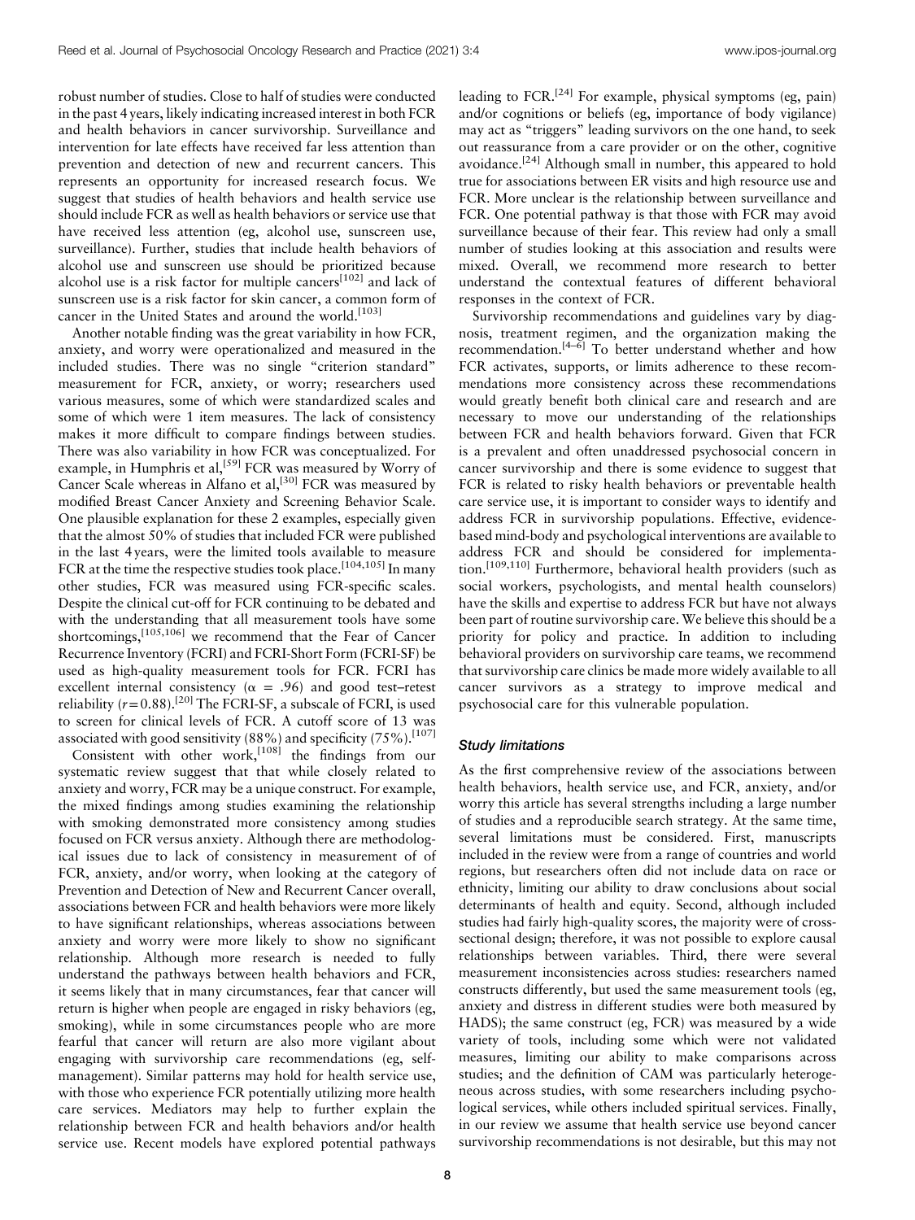robust number of studies. Close to half of studies were conducted in the past 4 years, likely indicating increased interest in both FCR and health behaviors in cancer survivorship. Surveillance and intervention for late effects have received far less attention than prevention and detection of new and recurrent cancers. This represents an opportunity for increased research focus. We suggest that studies of health behaviors and health service use should include FCR as well as health behaviors or service use that have received less attention (eg, alcohol use, sunscreen use, surveillance). Further, studies that include health behaviors of alcohol use and sunscreen use should be prioritized because alcohol use is a risk factor for multiple cancers[102] and lack of sunscreen use is a risk factor for skin cancer, a common form of cancer in the United States and around the world.[103]

Another notable finding was the great variability in how FCR, anxiety, and worry were operationalized and measured in the included studies. There was no single "criterion standard" measurement for FCR, anxiety, or worry; researchers used various measures, some of which were standardized scales and some of which were 1 item measures. The lack of consistency makes it more difficult to compare findings between studies. There was also variability in how FCR was conceptualized. For example, in Humphris et al,[59] FCR was measured by Worry of Cancer Scale whereas in Alfano et al,[30] FCR was measured by modified Breast Cancer Anxiety and Screening Behavior Scale. One plausible explanation for these 2 examples, especially given that the almost 50% of studies that included FCR were published in the last 4 years, were the limited tools available to measure FCR at the time the respective studies took place.[104,105] In many other studies, FCR was measured using FCR-specific scales. Despite the clinical cut-off for FCR continuing to be debated and with the understanding that all measurement tools have some shortcomings,[105,106] we recommend that the Fear of Cancer Recurrence Inventory (FCRI) and FCRI-Short Form (FCRI-SF) be used as high-quality measurement tools for FCR. FCRI has excellent internal consistency ($\alpha$ = .96) and good test–retest reliability ($r = 0.88$).[20] The FCRI-SF, a subscale of FCRI, is used to screen for clinical levels of FCR. A cutoff score of 13 was associated with good sensitivity (88%) and specificity (75%).[107]

Consistent with other work,[108] the findings from our systematic review suggest that while closely related to anxiety and worry, FCR may be a unique construct. For example, the mixed findings among studies examining the relationship with smoking demonstrated more consistency among studies focused on FCR versus anxiety. Although there are methodological issues due to lack of consistency in measurement of of FCR, anxiety, and/or worry, when looking at the category of Prevention and Detection of New and Recurrent Cancer overall, associations between FCR and health behaviors were more likely to have significant relationships, whereas associations between anxiety and worry were more likely to show no significant relationship. Although more research is needed to fully understand the pathways between health behaviors and FCR, it seems likely that in many circumstances, fear that cancer will return is higher when people are engaged in risky behaviors (eg, smoking), while in some circumstances people who are more fearful that cancer will return are also more vigilant about engaging with survivorship care recommendations (eg, self-management). Similar patterns may hold for health service use, with those who experience FCR potentially utilizing more health care services. Mediators may help to further explain the relationship between FCR and health behaviors and/or health service use. Recent models have explored potential pathways leading to FCR.[24] For example, physical symptoms (eg, pain) and/or cognitions or beliefs (eg, importance of body vigilance) may act as "triggers" leading survivors on the one hand, to seek out reassurance from a care provider or on the other, cognitive avoidance.[24] Although small in number, this appeared to hold true for associations between ER visits and high resource use and FCR. More unclear is the relationship between surveillance and FCR. One potential pathway is that those with FCR may avoid surveillance because of their fear. This review had only a small number of studies looking at this association and results were mixed. Overall, we recommend more research to better understand the contextual features of different behavioral responses in the context of FCR.

Survivorship recommendations and guidelines vary by diagnosis, treatment regimen, and the organization making the recommendation.[4–6] To better understand whether and how FCR activates, supports, or limits adherence to these recommendations more consistency across these recommendations would greatly benefit both clinical care and research and are necessary to move our understanding of the relationships between FCR and health behaviors forward. Given that FCR is a prevalent and often unaddressed psychosocial concern in cancer survivorship and there is some evidence to suggest that FCR is related to risky health behaviors or preventable health care service use, it is important to consider ways to identify and address FCR in survivorship populations. Effective, evidence-based mind-body and psychological interventions are available to address FCR and should be considered for implementation.[109,110] Furthermore, behavioral health providers (such as social workers, psychologists, and mental health counselors) have the skills and expertise to address FCR but have not always been part of routine survivorship care. We believe this should be a priority for policy and practice. In addition to including behavioral providers on survivorship care teams, we recommend that survivorship care clinics be made more widely available to all cancer survivors as a strategy to improve medical and psychosocial care for this vulnerable population.

### *Study limitations*

As the first comprehensive review of the associations between health behaviors, health service use, and FCR, anxiety, and/or worry this article has several strengths including a large number of studies and a reproducible search strategy. At the same time, several limitations must be considered. First, manuscripts included in the review were from a range of countries and world regions, but researchers often did not include data on race or ethnicity, limiting our ability to draw conclusions about social determinants of health and equity. Second, although included studies had fairly high-quality scores, the majority were of cross-sectional design; therefore, it was not possible to explore causal relationships between variables. Third, there were several measurement inconsistencies across studies: researchers named constructs differently, but used the same measurement tools (eg, anxiety and distress in different studies were both measured by HADS); the same construct (eg, FCR) was measured by a wide variety of tools, including some which were not validated measures, limiting our ability to make comparisons across studies; and the definition of CAM was particularly heterogeneous across studies, with some researchers including psychological services, while others included spiritual services. Finally, in our review we assume that health service use beyond cancer survivorship recommendations is not desirable, but this may not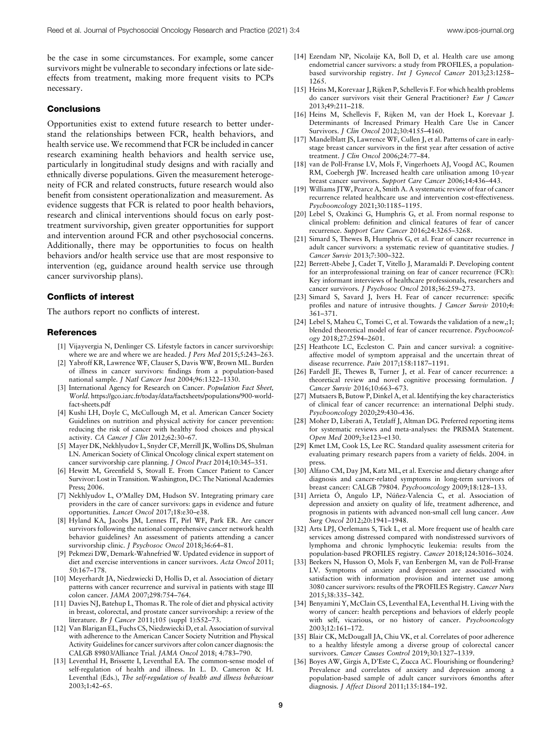be the case in some circumstances. For example, some cancer survivors might be vulnerable to secondary infections or late side-effects from treatment, making more frequent visits to PCPs necessary.

## Conclusions

Opportunities exist to extend future research to better understand the relationships between FCR, health behaviors, and health service use. We recommend that FCR be included in cancer research examining health behaviors and health service use, particularly in longitudinal study designs and with racially and ethnically diverse populations. Given the measurement heterogeneity of FCR and related constructs, future research would also benefit from consistent operationalization and measurement. As evidence suggests that FCR is related to poor health behaviors, research and clinical interventions should focus on early post-treatment survivorship, given greater opportunities for support and intervention around FCR and other psychosocial concerns. Additionally, there may be opportunities to focus on health behaviors and/or health service use that are most responsive to intervention (eg, guidance around health service use through cancer survivorship plans).

## Conflicts of interest

The authors report no conflicts of interest.

## References

[1] Vijayvergia N, Denlinger CS. Lifestyle factors in cancer survivorship: where we are and where we are headed. *J Pers Med* 2015;5:243–263.

[2] Yabroff KR, Lawrence WF, Clauser S, Davis WW, Brown ML. Burden of illness in cancer survivors: findings from a population-based national sample. *J Natl Cancer Inst* 2004;96:1322–1330.

[3] International Agency for Research on Cancer. *Population Fact Sheet, World*. https://gco.iarc.fr/today/data/factsheets/populations/900-world-fact-sheets.pdf

[4] Kushi LH, Doyle C, McCullough M, et al. American Cancer Society Guidelines on nutrition and physical activity for cancer prevention: reducing the risk of cancer with healthy food choices and physical activity. *CA Cancer J Clin* 2012;62:30–67.

[5] Mayer DK, Nekhlyudov L, Snyder CF, Merrill JK, Wollins DS, Shulman LN. American Society of Clinical Oncology clinical expert statement on cancer survivorship care planning. *J Oncol Pract* 2014;10:345–351.

[6] Hewitt M, Greenfield S, Stovall E. From Cancer Patient to Cancer Survivor: Lost in Transition. Washington, DC: The National Academies Press; 2006.

[7] Nekhlyudov L, O'Malley DM, Hudson SV. Integrating primary care providers in the care of cancer survivors: gaps in evidence and future opportunities. *Lancet Oncol* 2017;18:e30–e38.

[8] Hyland KA, Jacobs JM, Lennes IT, Pirl WF, Park ER. Are cancer survivors following the national comprehensive cancer network health behavior guidelines? An assessment of patients attending a cancer survivorship clinic. *J Psychosoc Oncol* 2018;36:64–81.

[9] Pekmezi DW, Demark-Wahnefried W. Updated evidence in support of diet and exercise interventions in cancer survivors. *Acta Oncol* 2011; 50:167–178.

[10] Meyerhardt JA, Niedzwiecki D, Hollis D, et al. Association of dietary patterns with cancer recurrence and survival in patients with stage III colon cancer. *JAMA* 2007;298:754–764.

[11] Davies NJ, Batehup L, Thomas R. The role of diet and physical activity in breast, colorectal, and prostate cancer survivorship: a review of the literature. *Br J Cancer* 2011;105 (suppl 1):S52–73.

[12] Van Blarigan EL, Fuchs CS, Niedzwiecki D, et al. Association of survival with adherence to the American Cancer Society Nutrition and Physical Activity Guidelines for cancer survivors after colon cancer diagnosis: the CALGB 89803/Alliance Trial. *JAMA Oncol* 2018; 4:783–790.

[13] Leventhal H, Brissette I, Leventhal EA. The common-sense model of self-regulation of health and illness. In L. D. Cameron & H. Leventhal (Eds.), *The self-regulation of health and illness behaviour* 2003;1:42–65.

[14] Ezendam NP, Nicolaije KA, Boll D, et al. Health care use among endometrial cancer survivors: a study from PROFILES, a population-based survivorship registry. *Int J Gynecol Cancer* 2013;23:1258–1265.

[15] Heins M, Korevaar J, Rijken P, Schellevis F. For which health problems do cancer survivors visit their General Practitioner? *Eur J Cancer* 2013;49:211–218.

[16] Heins M, Schellevis F, Rijken M, van der Hoek L, Korevaar J. Determinants of Increased Primary Health Care Use in Cancer Survivors. *J Clin Oncol* 2012;30:4155–4160.

[17] Mandelblatt JS, Lawrence WF, Cullen J, et al. Patterns of care in early-stage breast cancer survivors in the first year after cessation of active treatment. *J Clin Oncol* 2006;24:77–84.

[18] van de Poll-Franse LV, Mols F, Vingerhoets AJ, Voogd AC, Roumen RM, Coebergh JW. Increased health care utilisation among 10-year breast cancer survivors. *Support Care Cancer* 2006;14:436–443.

[19] Williams JTW, Pearce A, Smith A. A systematic review of fear of cancer recurrence related healthcare use and intervention cost-effectiveness. *Psychooncology* 2021;30:1185–1195.

[20] Lebel S, Ozakinci G, Humphris G, et al. From normal response to clinical problem: definition and clinical features of fear of cancer recurrence. *Support Care Cancer* 2016;24:3265–3268.

[21] Simard S, Thewes B, Humphris G, et al. Fear of cancer recurrence in adult cancer survivors: a systematic review of quantitative studies. *J Cancer Surviv* 2013;7:300–322.

[22] Berrett-Abebe J, Cadet T, Vitello J, Maramaldi P. Developing content for an interprofessional training on fear of cancer recurrence (FCR): Key informant interviews of healthcare professionals, researchers and cancer survivors. *J Psychosoc Oncol* 2018;36:259–273.

[23] Simard S, Savard J, Ivers H. Fear of cancer recurrence: specific profiles and nature of intrusive thoughts. *J Cancer Surviv* 2010;4: 361–371.

[24] Lebel S, Maheu C, Tomei C, et al. Towards the validation of a new,;1; blended theoretical model of fear of cancer recurrence. *Psychooncology* 2018;27:2594–2601.

[25] Heathcote LC, Eccleston C. Pain and cancer survival: a cognitive-affective model of symptom appraisal and the uncertain threat of disease recurrence. *Pain* 2017;158:1187–1191.

[26] Fardell JE, Thewes B, Turner J, et al. Fear of cancer recurrence: a theoretical review and novel cognitive processing formulation. *J Cancer Surviv* 2016;10:663–673.

[27] Mutsaers B, Butow P, Dinkel A, et al. Identifying the key characteristics of clinical fear of cancer recurrence: an international Delphi study. *Psychooncology* 2020;29:430–436.

[28] Moher D, Liberati A, Tetzlaff J, Altman DG. Preferred reporting items for systematic reviews and meta-analyses: the PRISMA Statement. *Open Med* 2009;3:e123–e130.

[29] Kmet LM, Cook LS, Lee RC. Standard quality assessment criteria for evaluating primary research papers from a variety of fields. 2004. in press.

[30] Alfano CM, Day JM, Katz ML, et al. Exercise and dietary change after diagnosis and cancer-related symptoms in long-term survivors of breast cancer: CALGB 79804. *Psychooncology* 2009;18:128–133.

[31] Arrieta Ó, Angulo LP, Núñez-Valencia C, et al. Association of depression and anxiety on quality of life, treatment adherence, and prognosis in patients with advanced non-small cell lung cancer. *Ann Surg Oncol* 2012;20:1941–1948.

[32] Arts LPJ, Oerlemans S, Tick L, et al. More frequent use of health care services among distressed compared with nondistressed survivors of lymphoma and chronic lymphocytic leukemia: results from the population-based PROFILES registry. *Cancer* 2018;124:3016–3024.

[33] Beekers N, Husson O, Mols F, van Eenbergen M, van de Poll-Franse LV. Symptoms of anxiety and depression are associated with satisfaction with information provision and internet use among 3080 cancer survivors: results of the PROFILES Registry. *Cancer Nurs* 2015;38:335–342.

[34] Benyamini Y, McClain CS, Leventhal EA, Leventhal H. Living with the worry of cancer: health perceptions and behaviors of elderly people with self, vicarious, or no history of cancer. *Psychooncology* 2003;12:161–172.

[35] Blair CK, McDougall JA, Chiu VK, et al. Correlates of poor adherence to a healthy lifestyle among a diverse group of colorectal cancer survivors. *Cancer Causes Control* 2019;30:1327–1339.

[36] Boyes AW, Girgis A, D'Este C, Zucca AC. Flourishing or floundering? Prevalence and correlates of anxiety and depression among a population-based sample of adult cancer survivors 6months after diagnosis. *J Affect Disord* 2011;135:184–192.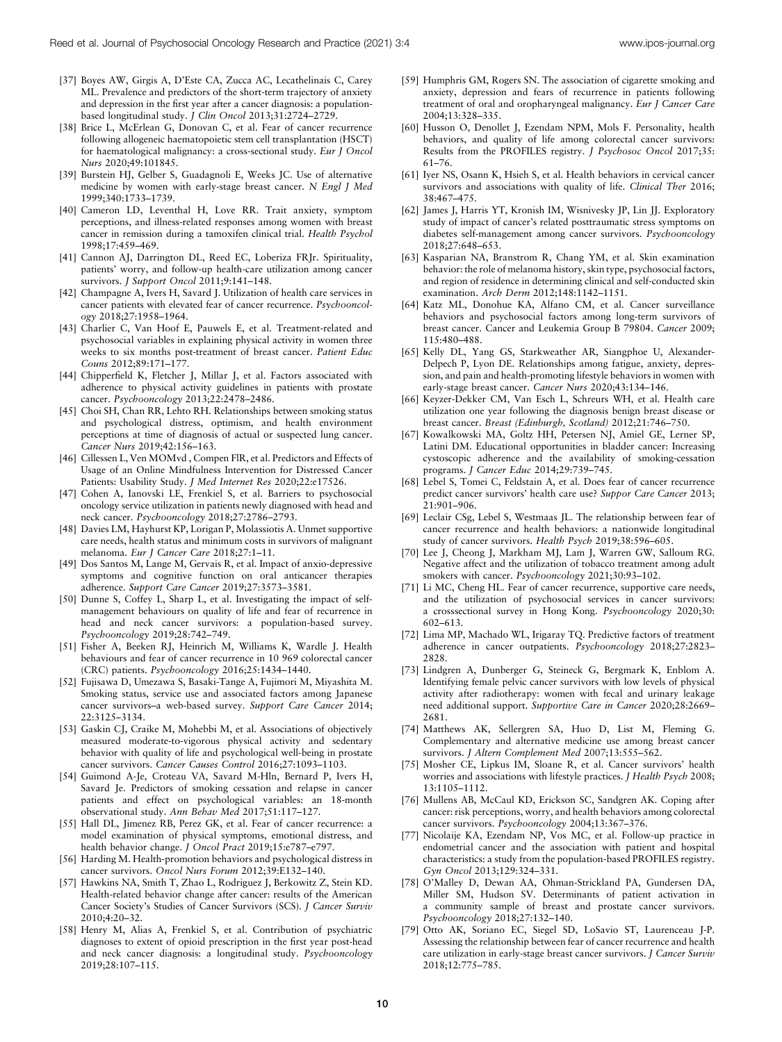[37] Boyes AW, Girgis A, D'Este CA, Zucca AC, Lecathelinais C, Carey ML. Prevalence and predictors of the short-term trajectory of anxiety and depression in the first year after a cancer diagnosis: a population-based longitudinal study. *J Clin Oncol* 2013;31:2724–2729.

[38] Brice L, McErlean G, Donovan C, et al. Fear of cancer recurrence following allogeneic haematopoietic stem cell transplantation (HSCT) for haematological malignancy: a cross-sectional study. *Eur J Oncol Nurs* 2020;49:101845.

[39] Burstein HJ, Gelber S, Guadagnoli E, Weeks JC. Use of alternative medicine by women with early-stage breast cancer. *N Engl J Med* 1999;340:1733–1739.

[40] Cameron LD, Leventhal H, Love RR. Trait anxiety, symptom perceptions, and illness-related responses among women with breast cancer in remission during a tamoxifen clinical trial. *Health Psychol* 1998;17:459–469.

[41] Cannon AJ, Darrington DL, Reed EC, Loberiza FRJr. Spirituality, patients' worry, and follow-up health-care utilization among cancer survivors. *J Support Oncol* 2011;9:141–148.

[42] Champagne A, Ivers H, Savard J. Utilization of health care services in cancer patients with elevated fear of cancer recurrence. *Psychooncology* 2018;27:1958–1964.

[43] Charlier C, Van Hoof E, Pauwels E, et al. Treatment-related and psychosocial variables in explaining physical activity in women three weeks to six months post-treatment of breast cancer. *Patient Educ Couns* 2012;89:171–177.

[44] Chipperfield K, Fletcher J, Millar J, et al. Factors associated with adherence to physical activity guidelines in patients with prostate cancer. *Psychooncology* 2013;22:2478–2486.

[45] Choi SH, Chan RR, Lehto RH. Relationships between smoking status and psychological distress, optimism, and health environment perceptions at time of diagnosis of actual or suspected lung cancer. *Cancer Nurs* 2019;42:156–163.

[46] Cillessen L, Ven MOMvd , Compen FlR, et al. Predictors and Effects of Usage of an Online Mindfulness Intervention for Distressed Cancer Patients: Usability Study. *J Med Internet Res* 2020;22:e17526.

[47] Cohen A, Ianovski LE, Frenkiel S, et al. Barriers to psychosocial oncology service utilization in patients newly diagnosed with head and neck cancer. *Psychooncology* 2018;27:2786–2793.

[48] Davies LM, Hayhurst KP, Lorigan P, Molassiotis A. Unmet supportive care needs, health status and minimum costs in survivors of malignant melanoma. *Eur J Cancer Care* 2018;27:1–11.

[49] Dos Santos M, Lange M, Gervais R, et al. Impact of anxio-depressive symptoms and cognitive function on oral anticancer therapies adherence. *Support Care Cancer* 2019;27:3573–3581.

[50] Dunne S, Coffey L, Sharp L, et al. Investigating the impact of self-management behaviours on quality of life and fear of recurrence in head and neck cancer survivors: a population-based survey. *Psychooncology* 2019;28:742–749.

[51] Fisher A, Beeken RJ, Heinrich M, Williams K, Wardle J. Health behaviours and fear of cancer recurrence in 10 969 colorectal cancer (CRC) patients. *Psychooncology* 2016;25:1434–1440.

[52] Fujisawa D, Umezawa S, Basaki-Tange A, Fujimori M, Miyashita M. Smoking status, service use and associated factors among Japanese cancer survivors–a web-based survey. *Support Care Cancer* 2014; 22:3125–3134.

[53] Gaskin CJ, Craike M, Mohebbi M, et al. Associations of objectively measured moderate-to-vigorous physical activity and sedentary behavior with quality of life and psychological well-being in prostate cancer survivors. *Cancer Causes Control* 2016;27:1093–1103.

[54] Guimond A-Je, Croteau VA, Savard M-Hln, Bernard P, Ivers H, Savard Je. Predictors of smoking cessation and relapse in cancer patients and effect on psychological variables: an 18-month observational study. *Ann Behav Med* 2017;51:117–127.

[55] Hall DL, Jimenez RB, Perez GK, et al. Fear of cancer recurrence: a model examination of physical symptoms, emotional distress, and health behavior change. *J Oncol Pract* 2019;15:e787–e797.

[56] Harding M. Health-promotion behaviors and psychological distress in cancer survivors. *Oncol Nurs Forum* 2012;39:E132–140.

[57] Hawkins NA, Smith T, Zhao L, Rodriguez J, Berkowitz Z, Stein KD. Health-related behavior change after cancer: results of the American Cancer Society's Studies of Cancer Survivors (SCS). *J Cancer Surviv* 2010;4:20–32.

[58] Henry M, Alias A, Frenkiel S, et al. Contribution of psychiatric diagnoses to extent of opioid prescription in the first year post-head and neck cancer diagnosis: a longitudinal study. *Psychooncology* 2019;28:107–115.

[59] Humphris GM, Rogers SN. The association of cigarette smoking and anxiety, depression and fears of recurrence in patients following treatment of oral and oropharyngeal malignancy. *Eur J Cancer Care* 2004;13:328–335.

[60] Husson O, Denollet J, Ezendam NPM, Mols F. Personality, health behaviors, and quality of life among colorectal cancer survivors: Results from the PROFILES registry. *J Psychosoc Oncol* 2017;35: 61–76.

[61] Iyer NS, Osann K, Hsieh S, et al. Health behaviors in cervical cancer survivors and associations with quality of life. *Clinical Ther* 2016; 38:467–475.

[62] James J, Harris YT, Kronish IM, Wisnivesky JP, Lin JJ. Exploratory study of impact of cancer's related posttraumatic stress symptoms on diabetes self-management among cancer survivors. *Psychooncology* 2018;27:648–653.

[63] Kasparian NA, Branstrom R, Chang YM, et al. Skin examination behavior: the role of melanoma history, skin type, psychosocial factors, and region of residence in determining clinical and self-conducted skin examination. *Arch Derm* 2012;148:1142–1151.

[64] Katz ML, Donohue KA, Alfano CM, et al. Cancer surveillance behaviors and psychosocial factors among long-term survivors of breast cancer. Cancer and Leukemia Group B 79804. *Cancer* 2009; 115:480–488.

[65] Kelly DL, Yang GS, Starkweather AR, Siangphoe U, Alexander-Delpech P, Lyon DE. Relationships among fatigue, anxiety, depression, and pain and health-promoting lifestyle behaviors in women with early-stage breast cancer. *Cancer Nurs* 2020;43:134–146.

[66] Keyzer-Dekker CM, Van Esch L, Schreurs WH, et al. Health care utilization one year following the diagnosis benign breast disease or breast cancer. *Breast (Edinburgh, Scotland)* 2012;21:746–750.

[67] Kowalkowski MA, Goltz HH, Petersen NJ, Amiel GE, Lerner SP, Latini DM. Educational opportunities in bladder cancer: Increasing cystoscopic adherence and the availability of smoking-cessation programs. *J Cancer Educ* 2014;29:739–745.

[68] Lebel S, Tomei C, Feldstain A, et al. Does fear of cancer recurrence predict cancer survivors' health care use? *Suppor Care Cancer* 2013; 21:901–906.

[69] Leclair CSg, Lebel S, Westmaas JL. The relationship between fear of cancer recurrence and health behaviors: a nationwide longitudinal study of cancer survivors. *Health Psych* 2019;38:596–605.

[70] Lee J, Cheong J, Markham MJ, Lam J, Warren GW, Salloum RG. Negative affect and the utilization of tobacco treatment among adult smokers with cancer. *Psychooncology* 2021;30:93–102.

[71] Li MC, Cheng HL. Fear of cancer recurrence, supportive care needs, and the utilization of psychosocial services in cancer survivors: a crosssectional survey in Hong Kong. *Psychooncology* 2020;30: 602–613.

[72] Lima MP, Machado WL, Irigaray TQ. Predictive factors of treatment adherence in cancer outpatients. *Psychooncology* 2018;27:2823–2828.

[73] Lindgren A, Dunberger G, Steineck G, Bergmark K, Enblom A. Identifying female pelvic cancer survivors with low levels of physical activity after radiotherapy: women with fecal and urinary leakage need additional support. *Supportive Care in Cancer* 2020;28:2669–2681.

[74] Matthews AK, Sellergren SA, Huo D, List M, Fleming G. Complementary and alternative medicine use among breast cancer survivors. *J Altern Complement Med* 2007;13:555–562.

[75] Mosher CE, Lipkus IM, Sloane R, et al. Cancer survivors' health worries and associations with lifestyle practices. *J Health Psych* 2008; 13:1105–1112.

[76] Mullens AB, McCaul KD, Erickson SC, Sandgren AK. Coping after cancer: risk perceptions, worry, and health behaviors among colorectal cancer survivors. *Psychooncology* 2004;13:367–376.

[77] Nicolaije KA, Ezendam NP, Vos MC, et al. Follow-up practice in endometrial cancer and the association with patient and hospital characteristics: a study from the population-based PROFILES registry. *Gyn Oncol* 2013;129:324–331.

[78] O'Malley D, Dewan AA, Ohman-Strickland PA, Gundersen DA, Miller SM, Hudson SV. Determinants of patient activation in a community sample of breast and prostate cancer survivors. *Psychooncology* 2018;27:132–140.

[79] Otto AK, Soriano EC, Siegel SD, LoSavio ST, Laurenceau J-P. Assessing the relationship between fear of cancer recurrence and health care utilization in early-stage breast cancer survivors. *J Cancer Surviv* 2018;12:775–785.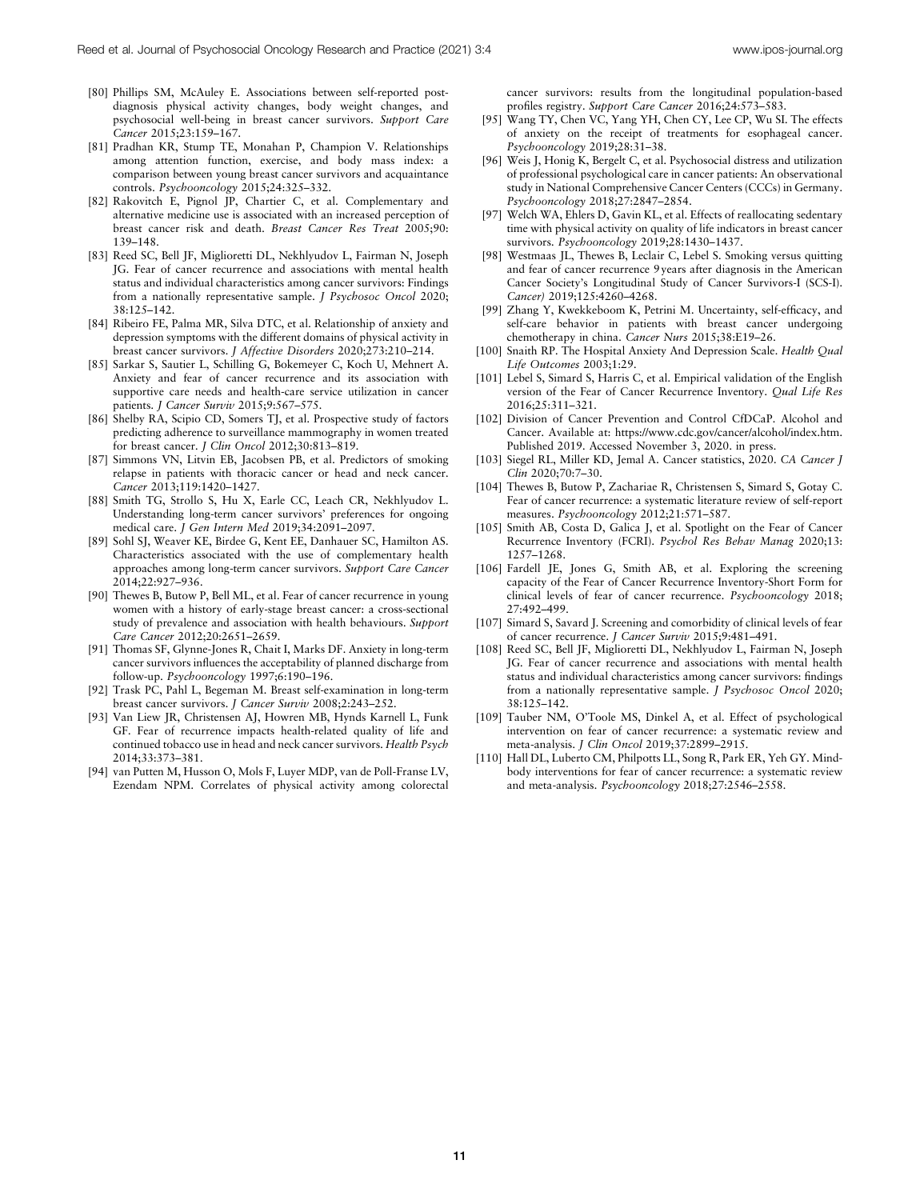[80] Phillips SM, McAuley E. Associations between self-reported post-diagnosis physical activity changes, body weight changes, and psychosocial well-being in breast cancer survivors. *Support Care Cancer* 2015;23:159–167.

[81] Pradhan KR, Stump TE, Monahan P, Champion V. Relationships among attention function, exercise, and body mass index: a comparison between young breast cancer survivors and acquaintance controls. *Psychooncology* 2015;24:325–332.

[82] Rakovitch E, Pignol JP, Chartier C, et al. Complementary and alternative medicine use is associated with an increased perception of breast cancer risk and death. *Breast Cancer Res Treat* 2005;90: 139–148.

[83] Reed SC, Bell JF, Miglioretti DL, Nekhlyudov L, Fairman N, Joseph JG. Fear of cancer recurrence and associations with mental health status and individual characteristics among cancer survivors: Findings from a nationally representative sample. *J Psychosoc Oncol* 2020; 38:125–142.

[84] Ribeiro FE, Palma MR, Silva DTC, et al. Relationship of anxiety and depression symptoms with the different domains of physical activity in breast cancer survivors. *J Affective Disorders* 2020;273:210–214.

[85] Sarkar S, Sautier L, Schilling G, Bokemeyer C, Koch U, Mehnert A. Anxiety and fear of cancer recurrence and its association with supportive care needs and health-care service utilization in cancer patients. *J Cancer Surviv* 2015;9:567–575.

[86] Shelby RA, Scipio CD, Somers TJ, et al. Prospective study of factors predicting adherence to surveillance mammography in women treated for breast cancer. *J Clin Oncol* 2012;30:813–819.

[87] Simmons VN, Litvin EB, Jacobsen PB, et al. Predictors of smoking relapse in patients with thoracic cancer or head and neck cancer. *Cancer* 2013;119:1420–1427.

[88] Smith TG, Strollo S, Hu X, Earle CC, Leach CR, Nekhlyudov L. Understanding long-term cancer survivors' preferences for ongoing medical care. *J Gen Intern Med* 2019;34:2091–2097.

[89] Sohl SJ, Weaver KE, Birdee G, Kent EE, Danhauer SC, Hamilton AS. Characteristics associated with the use of complementary health approaches among long-term cancer survivors. *Support Care Cancer* 2014;22:927–936.

[90] Thewes B, Butow P, Bell ML, et al. Fear of cancer recurrence in young women with a history of early-stage breast cancer: a cross-sectional study of prevalence and association with health behaviours. *Support Care Cancer* 2012;20:2651–2659.

[91] Thomas SF, Glynne-Jones R, Chait I, Marks DF. Anxiety in long-term cancer survivors influences the acceptability of planned discharge from follow-up. *Psychooncology* 1997;6:190–196.

[92] Trask PC, Pahl L, Begeman M. Breast self-examination in long-term breast cancer survivors. *J Cancer Surviv* 2008;2:243–252.

[93] Van Liew JR, Christensen AJ, Howren MB, Hynds Karnell L, Funk GF. Fear of recurrence impacts health-related quality of life and continued tobacco use in head and neck cancer survivors. *Health Psych* 2014;33:373–381.

[94] van Putten M, Husson O, Mols F, Luyer MDP, van de Poll-Franse LV, Ezendam NPM. Correlates of physical activity among colorectal cancer survivors: results from the longitudinal population-based profiles registry. *Support Care Cancer* 2016;24:573–583.

[95] Wang TY, Chen VC, Yang YH, Chen CY, Lee CP, Wu SI. The effects of anxiety on the receipt of treatments for esophageal cancer. *Psychooncology* 2019;28:31–38.

[96] Weis J, Honig K, Bergelt C, et al. Psychosocial distress and utilization of professional psychological care in cancer patients: An observational study in National Comprehensive Cancer Centers (CCCs) in Germany. *Psychooncology* 2018;27:2847–2854.

[97] Welch WA, Ehlers D, Gavin KL, et al. Effects of reallocating sedentary time with physical activity on quality of life indicators in breast cancer survivors. *Psychooncology* 2019;28:1430–1437.

[98] Westmaas JL, Thewes B, Leclair C, Lebel S. Smoking versus quitting and fear of cancer recurrence 9 years after diagnosis in the American Cancer Society's Longitudinal Study of Cancer Survivors-I (SCS-I). *Cancer)* 2019;125:4260–4268.

[99] Zhang Y, Kwekkeboom K, Petrini M. Uncertainty, self-efficacy, and self-care behavior in patients with breast cancer undergoing chemotherapy in china. *Cancer Nurs* 2015;38:E19–26.

[100] Snaith RP. The Hospital Anxiety And Depression Scale. *Health Qual Life Outcomes* 2003;1:29.

[101] Lebel S, Simard S, Harris C, et al. Empirical validation of the English version of the Fear of Cancer Recurrence Inventory. *Qual Life Res* 2016;25:311–321.

[102] Division of Cancer Prevention and Control CfDCaP. Alcohol and Cancer. Available at: https://www.cdc.gov/cancer/alcohol/index.htm. Published 2019. Accessed November 3, 2020. in press.

[103] Siegel RL, Miller KD, Jemal A. Cancer statistics, 2020. *CA Cancer J Clin* 2020;70:7–30.

[104] Thewes B, Butow P, Zachariae R, Christensen S, Simard S, Gotay C. Fear of cancer recurrence: a systematic literature review of self-report measures. *Psychooncology* 2012;21:571–587.

[105] Smith AB, Costa D, Galica J, et al. Spotlight on the Fear of Cancer Recurrence Inventory (FCRI). *Psychol Res Behav Manag* 2020;13: 1257–1268.

[106] Fardell JE, Jones G, Smith AB, et al. Exploring the screening capacity of the Fear of Cancer Recurrence Inventory-Short Form for clinical levels of fear of cancer recurrence. *Psychooncology* 2018; 27:492–499.

[107] Simard S, Savard J. Screening and comorbidity of clinical levels of fear of cancer recurrence. *J Cancer Surviv* 2015;9:481–491.

[108] Reed SC, Bell JF, Miglioretti DL, Nekhlyudov L, Fairman N, Joseph JG. Fear of cancer recurrence and associations with mental health status and individual characteristics among cancer survivors: findings from a nationally representative sample. *J Psychosoc Oncol* 2020; 38:125–142.

[109] Tauber NM, O'Toole MS, Dinkel A, et al. Effect of psychological intervention on fear of cancer recurrence: a systematic review and meta-analysis. *J Clin Oncol* 2019;37:2899–2915.

[110] Hall DL, Luberto CM, Philpotts LL, Song R, Park ER, Yeh GY. Mind-body interventions for fear of cancer recurrence: a systematic review and meta-analysis. *Psychooncology* 2018;27:2546–2558.